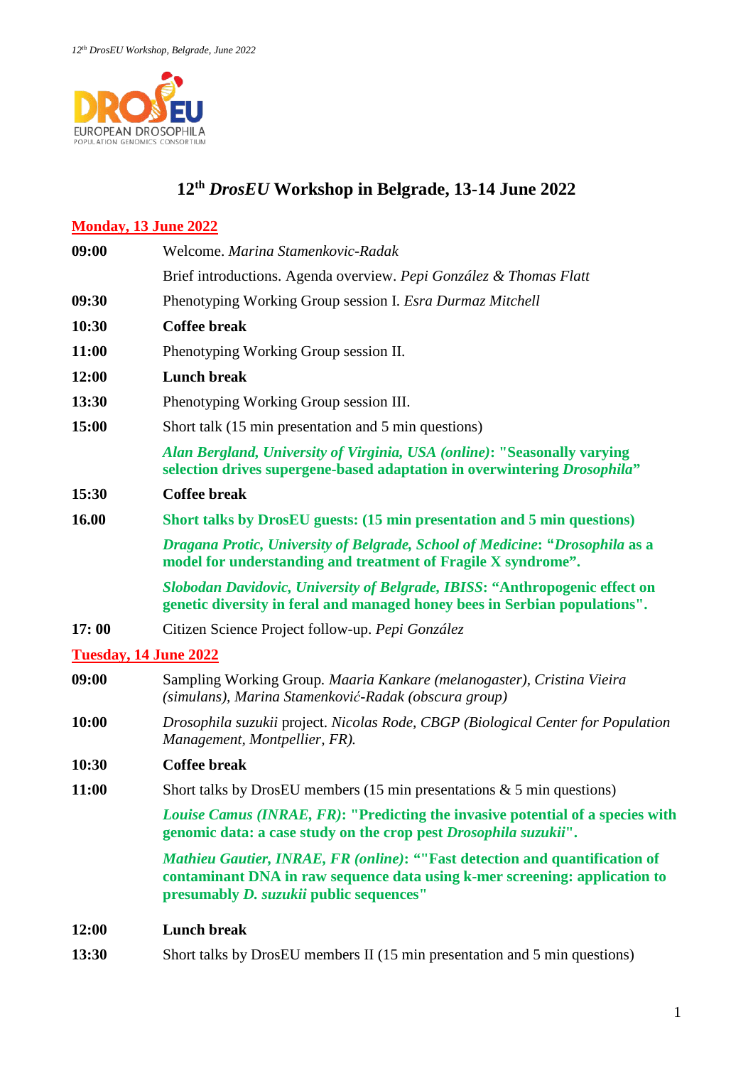# 12th *DrosEU* Workshop in Belgrade, 13-14 June 2022

## Monday, 13 June 2022

| | |
|---|---|
| **09:00** | Welcome. *Marina Stamenkovic-Radak* |
| | Brief introductions. Agenda overview. *Pepi González & Thomas Flatt* |
| **09:30** | Phenotyping Working Group session I. *Esra Durmaz Mitchell* |
| **10:30** | **Coffee break** |
| **11:00** | Phenotyping Working Group session II. |
| **12:00** | **Lunch break** |
| **13:30** | Phenotyping Working Group session III. |
| **15:00** | Short talk (15 min presentation and 5 min questions) |
| | ***Alan Bergland, University of Virginia, USA (online)*: "Seasonally varying selection drives supergene-based adaptation in overwintering *Drosophila*"** |
| **15:30** | **Coffee break** |
| **16.00** | **Short talks by DrosEU guests: (15 min presentation and 5 min questions)** |
| | ***Dragana Protic, University of Belgrade, School of Medicine*: "*Drosophila* as a model for understanding and treatment of Fragile X syndrome".** |
| | ***Slobodan Davidovic, University of Belgrade, IBISS*: "Anthropogenic effect on genetic diversity in feral and managed honey bees in Serbian populations".** |
| **17: 00** | Citizen Science Project follow-up. *Pepi González* |

## Tuesday, 14 June 2022

| | |
|---|---|
| **09:00** | Sampling Working Group. *Maaria Kankare (melanogaster), Cristina Vieira (simulans), Marina Stamenković-Radak (obscura group)* |
| **10:00** | *Drosophila suzukii* project. *Nicolas Rode, CBGP (Biological Center for Population Management, Montpellier, FR).* |
| **10:30** | **Coffee break** |
| **11:00** | Short talks by DrosEU members (15 min presentations & 5 min questions) |
| | ***Louise Camus (INRAE, FR)*: "Predicting the invasive potential of a species with genomic data: a case study on the crop pest *Drosophila suzukii*".** |
| | ***Mathieu Gautier, INRAE, FR (online)*: ""Fast detection and quantification of contaminant DNA in raw sequence data using k-mer screening: application to presumably *D. suzukii* public sequences"** |
| **12:00** | **Lunch break** |
| **13:30** | Short talks by DrosEU members II (15 min presentation and 5 min questions) |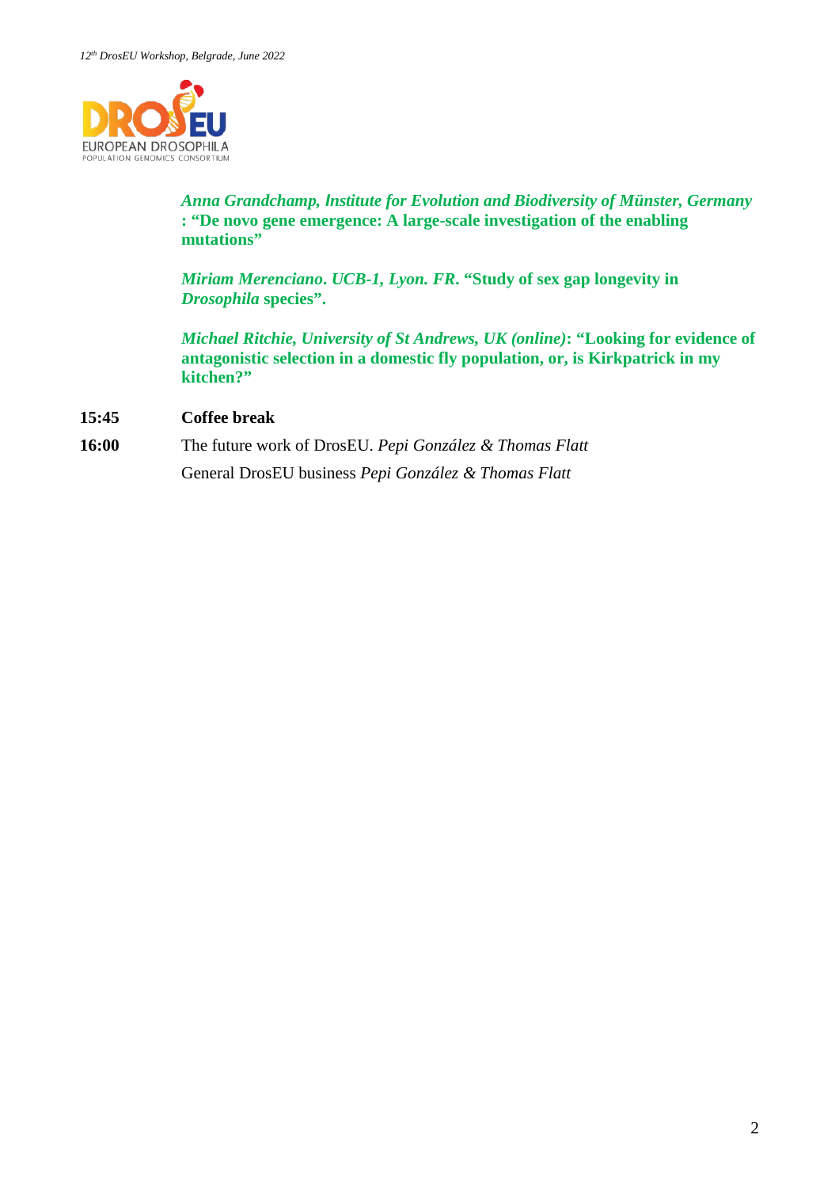***Anna Grandchamp, Institute for Evolution and Biodiversity of Münster, Germany*** **: "De novo gene emergence: A large-scale investigation of the enabling mutations"**

***Miriam Merenciano. UCB-1, Lyon. FR.*** **"Study of sex gap longevity in *Drosophila* species".**

***Michael Ritchie, University of St Andrews, UK (online)*****: "Looking for evidence of antagonistic selection in a domestic fly population, or, is Kirkpatrick in my kitchen?"**

**15:45** **Coffee break**

**16:00** The future work of DrosEU. *Pepi González & Thomas Flatt*

General DrosEU business *Pepi González & Thomas Flatt*